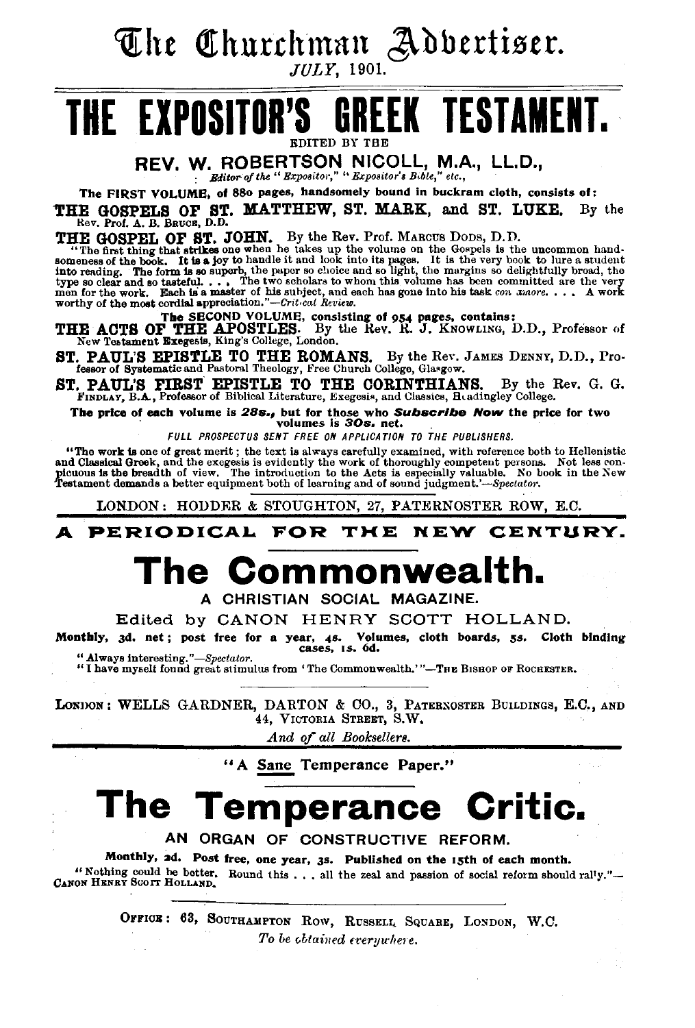# The Churchman Advertiser.

*JULY*, 1901.

# THE EXPOSITOR'S GREEK TESTAMENT.

EDITED BY THE

## REV. W. ROBERTSON NICOLL, M.A., LL.D.,

*Editor of the "Expositor," "Expositor's Bible," etc.,*

**The FIRST VOLUME, of 880 pages, handsomely bound in buckram cloth, consists of:**

**THE GOSPELS OF ST. MATTHEW, ST. MARK, and ST. LUKE.** By the Rev. Prof. A. B. BRUCE, D.D.

**THE GOSPEL OF ST. JOHN.** By the Rev. Prof. MARCUS DODS, D.D.

"The first thing that strikes one when he takes up the volume on the Gospels is the uncommon handsomeness of the book. It is a joy to handle it and look into its pages. It is the very book to lure a student into reading. The form is so superb, the paper so choice and so light, the margins so delightfully broad, the type so clear and so tasteful. . . . The two scholars to whom this volume has been committed are the very men for the work. Each is a master of his subject, and each has gone into his task *con amore*. . . . A work worthy of the most cordial appreciation."—*Critical Review.*

**The SECOND VOLUME, consisting of 954 pages, contains:**

**THE ACTS OF THE APOSTLES.** By the Rev. R. J. KNOWLING, D.D., Professor of New Testament Exegesis, King's College, London.

**ST. PAUL'S EPISTLE TO THE ROMANS.** By the Rev. JAMES DENNY, D.D., Professor of Systematic and Pastoral Theology, Free Church College, Glasgow.

**ST. PAUL'S FIRST EPISTLE TO THE CORINTHIANS.** By the Rev. G. G. FINDLAY, B.A., Professor of Biblical Literature, Exegesis, and Classics, Headingley College.

**The price of each volume is *28s.*, but for those who *Subscribe Now* the price for two volumes is *30s.* net.**

FULL PROSPECTUS SENT FREE ON APPLICATION TO THE PUBLISHERS.

"The work is one of great merit; the text is always carefully examined, with reference both to Hellenistic and Classical Greek, and the exegesis is evidently the work of thoroughly competent persons. Not less conspicuous is the breadth of view. The introduction to the Acts is especially valuable. No book in the New Testament demands a better equipment both of learning and of sound judgment.'—*Spectator.*

LONDON: HODDER & STOUGHTON, 27, PATERNOSTER ROW, E.C.

---

**A PERIODICAL FOR THE NEW CENTURY.**

# The Commonwealth.

## A CHRISTIAN SOCIAL MAGAZINE.

Edited by CANON HENRY SCOTT HOLLAND.

**Monthly, 3d. net; post free for a year, 4s. Volumes, cloth boards, 5s. Cloth binding cases, 1s. 6d.**

"Always interesting."—*Spectator.*

"I have myself found great stimulus from 'The Commonwealth.'"—THE BISHOP OF ROCHESTER.

LONDON: WELLS GARDNER, DARTON & CO., 3, PATERNOSTER BUILDINGS, E.C., AND 44, VICTORIA STREET, S.W.

*And of all Booksellers.*

---

"A Sane Temperance Paper."

# The Temperance Critic.

## AN ORGAN OF CONSTRUCTIVE REFORM.

**Monthly, 2d. Post free, one year, 3s. Published on the 15th of each month.**

"Nothing could be better. Round this . . . all the zeal and passion of social reform should rally."—CANON HENRY SCOTT HOLLAND.

OFFICE: 63, SOUTHAMPTON ROW, RUSSELL SQUARE, LONDON, W.C.

*To be obtained everywhere.*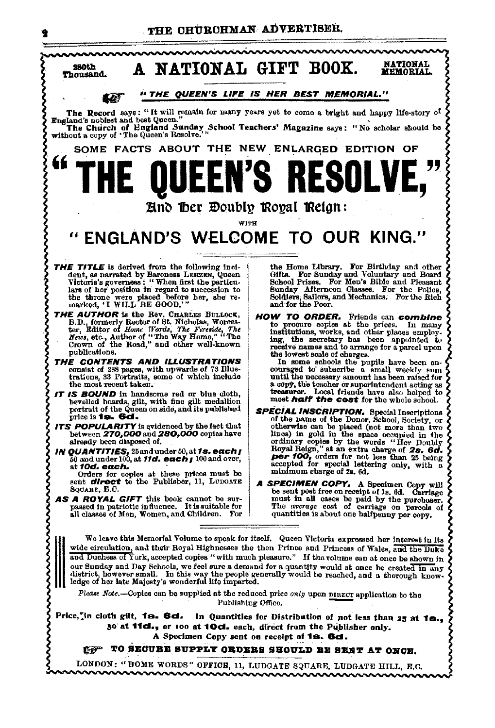280th Thousand.

# A NATIONAL GIFT BOOK.

NATIONAL MEMORIAL.

☞ *"THE QUEEN'S LIFE IS HER BEST MEMORIAL."*

**The Record** says: "It will remain for many years yet to come a bright and happy life-story of England's noblest and best Queen."

**The Church of England Sunday School Teachers' Magazine** says: "No scholar should be without a copy of 'The Queen's Resolve.'"

SOME FACTS ABOUT THE NEW ENLARGED EDITION OF

# "THE QUEEN'S RESOLVE,"

## And Her Doubly Royal Reign:

WITH

## "ENGLAND'S WELCOME TO OUR KING."

***THE TITLE*** is derived from the following incident, as narrated by Baroness LEHZEN, Queen Victoria's governess: "When first the particulars of her position in regard to succession to the throne were placed before her, she remarked, 'I WILL BE GOOD.'"

***THE AUTHOR*** is the Rev. CHARLES BULLOCK, B.D., formerly Rector of St. Nicholas, Worcester, Editor of *Home Words, The Fireside, The News*, etc., Author of "The Way Home," "The Crown of the Road," and other well-known publications.

***THE CONTENTS AND ILLUSTRATIONS*** consist of 288 pages, with upwards of 78 Illustrations, 33 Portraits, some of which include the most recent taken.

***IT IS BOUND*** in handsome red or blue cloth, bevelled boards, gilt, with fine gilt medallion portrait of the Queen on side, and its published price is **1s. 6d.**

***ITS POPULARITY*** is evidenced by the fact that between ***270,000*** and ***280,000*** copies have already been disposed of.

***IN QUANTITIES,*** 25 and under 50, at ***1s. each;*** 50 and under 100, at ***11d. each;*** 100 and over, at ***10d. each.***

Orders for copies at these prices must be sent ***direct*** to the Publisher, 11, LUDGATE SQUARE, E.C.

***AS A ROYAL GIFT*** this book cannot be surpassed in patriotic influence. It is suitable for all classes of Men, Women, and Children. For the Home Library. For Birthday and other Gifts. For Sunday and Voluntary and Board School Prizes. For Men's Bible and Pleasant Sunday Afternoon Classes. For the Police, Soldiers, Sailors, and Mechanics. For the Rich and for the Poor.

***HOW TO ORDER.*** Friends can ***combine*** to procure copies at the prices. In many institutions, works, and other places employing, the secretary has been appointed to receive names and to arrange for a parcel upon the lowest scale of charges.

In some schools the pupils have been encouraged to subscribe a small weekly sum until the necessary amount has been raised for a copy, the teacher or superintendent acting as treasurer. Local friends have also helped to meet ***half the cost*** for the whole school.

***SPECIAL INSCRIPTION.*** Special Inscriptions of the name of the Donor, School, Society, or otherwise can be placed (not more than two lines) in gold in the space occupied in the ordinary copies by the words "Her Doubly Royal Reign," at an extra charge of ***2s. 6d. per 100,*** orders for not less than 25 being accepted for special lettering only, with a minimum charge of 2s. 6d.

***A SPECIMEN COPY.*** A Specimen Copy will be sent post free on receipt of 1s. 6d. Carriage must in all cases be paid by the purchaser. The *average* cost of carriage on parcels of quantities is about one halfpenny per copy.

---

We leave this Memorial Volume to speak for itself. Queen Victoria expressed her interest in its wide circulation, and their Royal Highnesses the then Prince and Princess of Wales, and the Duke and Duchess of York, accepted copies "with much pleasure." If the volume can at once be shown in our Sunday and Day Schools, we feel sure a demand for a quantity would at once be created in any district, however small. In this way the people generally would be reached, and a thorough knowledge of her late Majesty's wonderful life imparted.

*Please Note.*—Copies can be supplied at the reduced price *only* upon DIRECT application to the Publishing Office.

Price, in cloth gilt, **1s. 6d.** In Quantities for Distribution of not less than 25 at **1s.**, 50 at **11d.**, or 100 at **10d.** each, direct from the Publisher only.

A Specimen Copy sent on receipt of **1s. 6d.**

☞ **TO SECURE SUPPLY ORDERS SHOULD BE SENT AT ONCE.**

LONDON: "HOME WORDS" OFFICE, 11, LUDGATE SQUARE, LUDGATE HILL, E.C.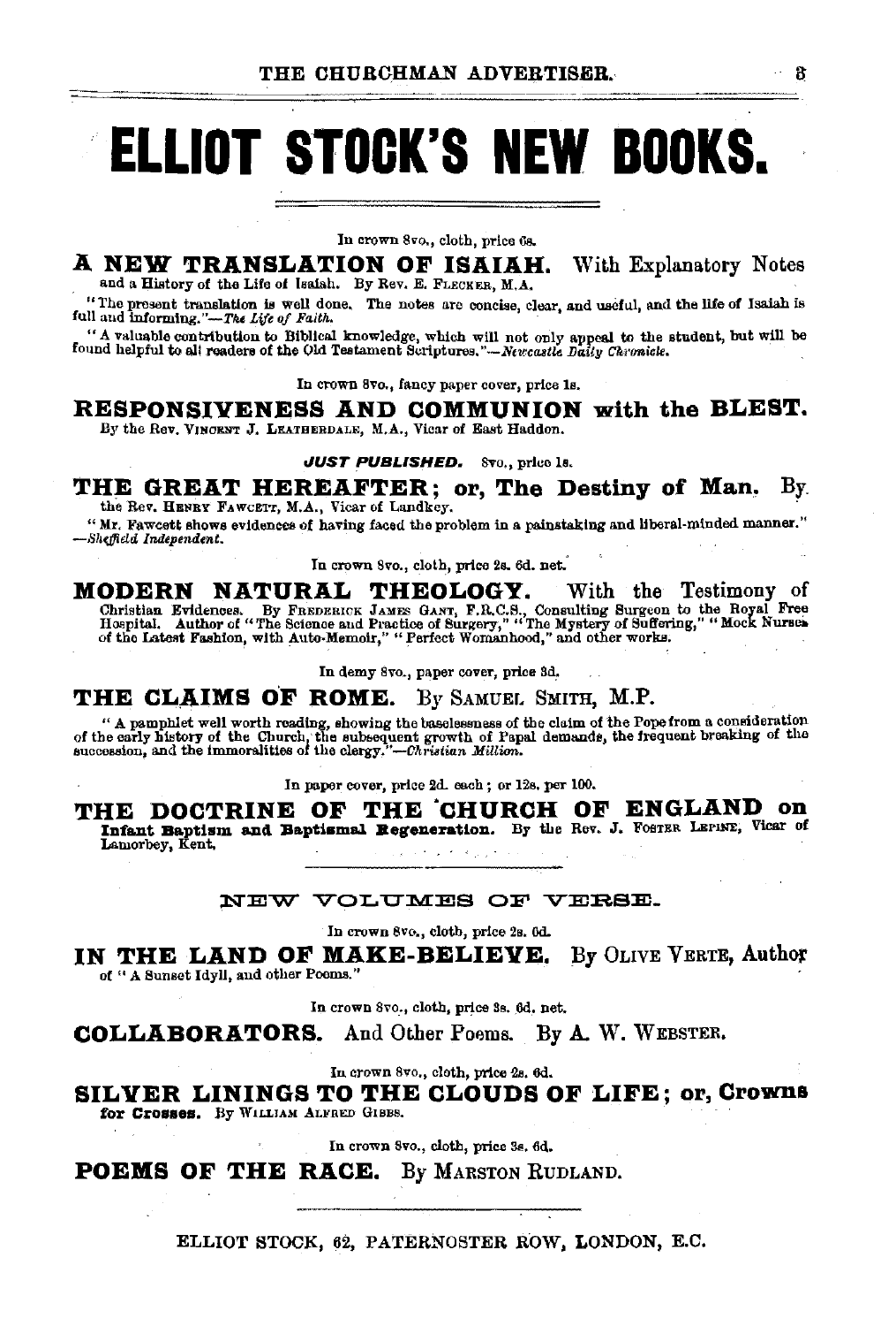# ELLIOT STOCK'S NEW BOOKS.

In crown 8vo., cloth, price 6s.

**A NEW TRANSLATION OF ISAIAH.** With Explanatory Notes and a History of the Life of Isaiah. By Rev. E. FLECKER, M.A.

"The present translation is well done. The notes are concise, clear, and useful, and the life of Isaiah is full and informing."—*The Life of Faith.*

"A valuable contribution to Biblical knowledge, which will not only appeal to the student, but will be found helpful to all readers of the Old Testament Scriptures."—*Newcastle Daily Chronicle.*

In crown 8vo., fancy paper cover, price 1s.

**RESPONSIVENESS AND COMMUNION with the BLEST.** By the Rev. VINCENT J. LEATHERDALE, M.A., Vicar of East Haddon.

***JUST PUBLISHED.*** 8vo., price 1s.

**THE GREAT HEREAFTER; or, The Destiny of Man.** By the Rev. HENRY FAWCETT, M.A., Vicar of Landkey.

"Mr. Fawcett shows evidences of having faced the problem in a painstaking and liberal-minded manner." —*Sheffield Independent.*

In crown 8vo., cloth, price 2s. 6d. net.

**MODERN NATURAL THEOLOGY.** With the Testimony of Christian Evidences. By FREDERICK JAMES GANT, F.R.C.S., Consulting Surgeon to the Royal Free Hospital. Author of "The Science and Practice of Surgery," "The Mystery of Suffering," "Mock Nurses of the Latest Fashion, with Auto-Memoir," "Perfect Womanhood," and other works.

In demy 8vo., paper cover, price 3d.

**THE CLAIMS OF ROME.** By SAMUEL SMITH, M.P.

"A pamphlet well worth reading, showing the baselessness of the claim of the Pope from a consideration of the early history of the Church, the subsequent growth of Papal demands, the frequent breaking of the succession, and the immoralities of the clergy."—*Christian Million.*

In paper cover, price 2d. each; or 12s. per 100.

**THE DOCTRINE OF THE CHURCH OF ENGLAND on Infant Baptism and Baptismal Regeneration.** By the Rev. J. FOSTER LEPINE, Vicar of Lamorbey, Kent.

## NEW VOLUMES OF VERSE.

In crown 8vo., cloth, price 2s. 6d.

**IN THE LAND OF MAKE-BELIEVE.** By OLIVE VERTE, Author of "A Sunset Idyll, and other Poems."

In crown 8vo., cloth, price 3s. 6d. net.

**COLLABORATORS.** And Other Poems. By A. W. WEBSTER.

In crown 8vo., cloth, price 2s. 6d.

**SILVER LININGS TO THE CLOUDS OF LIFE; or, Crowns for Crosses.** By WILLIAM ALFRED GIBBS.

In crown 8vo., cloth, price 3s. 6d.

**POEMS OF THE RACE.** By MARSTON RUDLAND.

ELLIOT STOCK, 62, PATERNOSTER ROW, LONDON, E.C.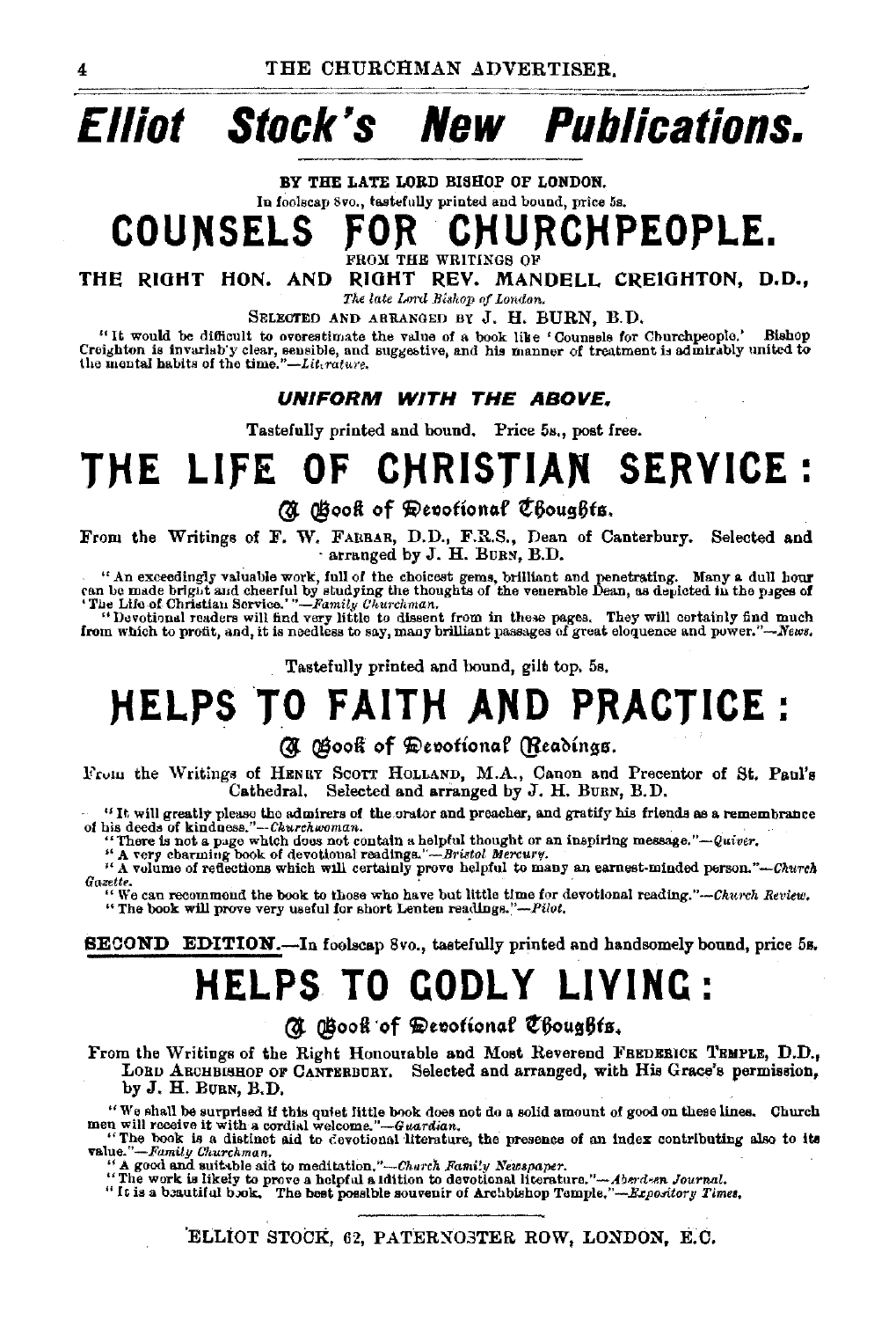# Elliot Stock's New Publications.

BY THE LATE LORD BISHOP OF LONDON.

In foolscap 8vo., tastefully printed and bound, price 5s.

## COUNSELS FOR CHURCHPEOPLE.

FROM THE WRITINGS OF

THE RIGHT HON. AND RIGHT REV. MANDELL CREIGHTON, D.D.,

*The late Lord Bishop of London.*

SELECTED AND ARRANGED BY J. H. BURN, B.D.

"It would be difficult to overestimate the value of a book like 'Counsels for Churchpeople.' Bishop Creighton is invariably clear, sensible, and suggestive, and his manner of treatment is admirably united to the mental habits of the time."—*Literature.*

***UNIFORM WITH THE ABOVE.***

Tastefully printed and bound. Price 5s., post free.

## THE LIFE OF CHRISTIAN SERVICE:

### A Book of Devotional Thoughts.

From the Writings of F. W. FARRAR, D.D., F.R.S., Dean of Canterbury. Selected and arranged by J. H. BURN, B.D.

"An exceedingly valuable work, full of the choicest gems, brilliant and penetrating. Many a dull hour can be made bright and cheerful by studying the thoughts of the venerable Dean, as depicted in the pages of 'The Life of Christian Service.'"—*Family Churchman.*

"Devotional readers will find very little to dissent from in these pages. They will certainly find much from which to profit, and, it is needless to say, many brilliant passages of great eloquence and power."—*News.*

Tastefully printed and bound, gilt top, 5s.

## HELPS TO FAITH AND PRACTICE:

### A Book of Devotional Readings.

From the Writings of HENRY SCOTT HOLLAND, M.A., Canon and Precentor of St. Paul's Cathedral. Selected and arranged by J. H. BURN, B.D.

"It will greatly please the admirers of the orator and preacher, and gratify his friends as a remembrance of his deeds of kindness."—*Churchwoman.*

"There is not a page which does not contain a helpful thought or an inspiring message."—*Quiver.*

"A very charming book of devotional readings."—*Bristol Mercury.*

"A volume of reflections which will certainly prove helpful to many an earnest-minded person."—*Church Gazette.*

"We can recommend the book to those who have but little time for devotional reading."—*Church Review.*

"The book will prove very useful for short Lenten readings."—*Pilot.*

**SECOND EDITION.**—In foolscap 8vo., tastefully printed and handsomely bound, price 5s.

## HELPS TO GODLY LIVING:

### A Book of Devotional Thoughts.

From the Writings of the Right Honourable and Most Reverend FREDERICK TEMPLE, D.D., LORD ARCHBISHOP OF CANTERBURY. Selected and arranged, with His Grace's permission, by J. H. BURN, B.D.

"We shall be surprised if this quiet little book does not do a solid amount of good on these lines. Church men will receive it with a cordial welcome."—*Guardian.*

"The book is a distinct aid to devotional literature, the presence of an index contributing also to its value."—*Family Churchman.*

"A good and suitable aid to meditation."—*Church Family Newspaper.*

"The work is likely to prove a helpful addition to devotional literature."—*Aberdeen Journal.*

"It is a beautiful book. The best possible souvenir of Archbishop Temple."—*Expository Times.*

ELLIOT STOCK, 62, PATERNOSTER ROW, LONDON, E.C.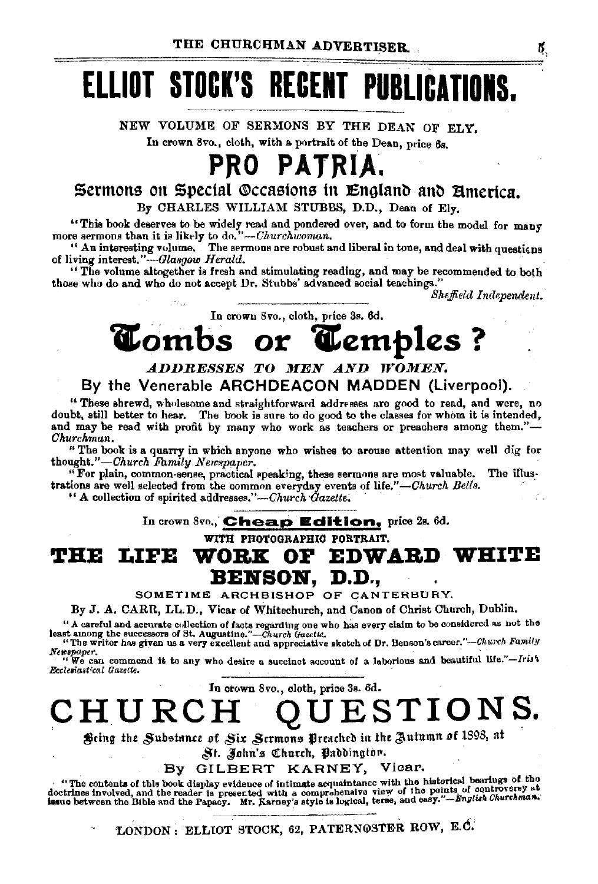# ELLIOT STOCK'S RECENT PUBLICATIONS.

NEW VOLUME OF SERMONS BY THE DEAN OF ELY.

In crown 8vo., cloth, with a portrait of the Dean, price 6s.

## PRO PATRIA.

### Sermons on Special Occasions in England and America.

By CHARLES WILLIAM STUBBS, D.D., Dean of Ely.

"This book deserves to be widely read and pondered over, and to form the model for many more sermons than it is likely to do."—*Churchwoman.*

"An interesting volume. The sermons are robust and liberal in tone, and deal with questions of living interest."—*Glasgow Herald.*

"The volume altogether is fresh and stimulating reading, and may be recommended to both those who do and who do not accept Dr. Stubbs' advanced social teachings."

*Sheffield Independent.*

---

In crown 8vo., cloth, price 3s. 6d.

## Tombs or Temples?

### *ADDRESSES TO MEN AND WOMEN.*

By the Venerable ARCHDEACON MADDEN (Liverpool).

"These shrewd, wholesome and straightforward addresses are good to read, and were, no doubt, still better to hear. The book is sure to do good to the classes for whom it is intended, and may be read with profit by many who work as teachers or preachers among them."—*Churchman.*

"The book is a quarry in which anyone who wishes to arouse attention may well dig for thought."—*Church Family Newspaper.*

"For plain, common-sense, practical speaking, these sermons are most valuable. The illustrations are well selected from the common everyday events of life."—*Church Bells.*

"A collection of spirited addresses."—*Church Gazette.*

---

In crown 8vo., **Cheap Edition,** price 2s. 6d.

WITH PHOTOGRAPHIC PORTRAIT.

## THE LIFE WORK OF EDWARD WHITE BENSON, D.D.,

SOMETIME ARCHBISHOP OF CANTERBURY.

By J. A. CARR, LL.D., Vicar of Whitechurch, and Canon of Christ Church, Dublin.

"A careful and accurate collection of facts regarding one who has every claim to be considered as not the least among the successors of St. Augustine."—*Church Gazette.*

"The writer has given us a very excellent and appreciative sketch of Dr. Benson's career."—*Church Family Newspaper.*

"We can commend it to any who desire a succinct account of a laborious and beautiful life."—*Irish Ecclesiastical Gazette.*

---

In crown 8vo., cloth, price 3s. 6d.

## CHURCH QUESTIONS.

### Being the Substance of Six Sermons Preached in the Autumn of 1898, at St. John's Church, Paddington.

By GILBERT KARNEY, Vicar.

"The contents of this book display evidence of intimate acquaintance with the historical bearings of the doctrines involved, and the reader is presented with a comprehensive view of the points of controversy at issue between the Bible and the Papacy. Mr. Karney's style is logical, terse, and easy."—*English Churchman.*

---

LONDON: ELLIOT STOCK, 62, PATERNOSTER ROW, E.C.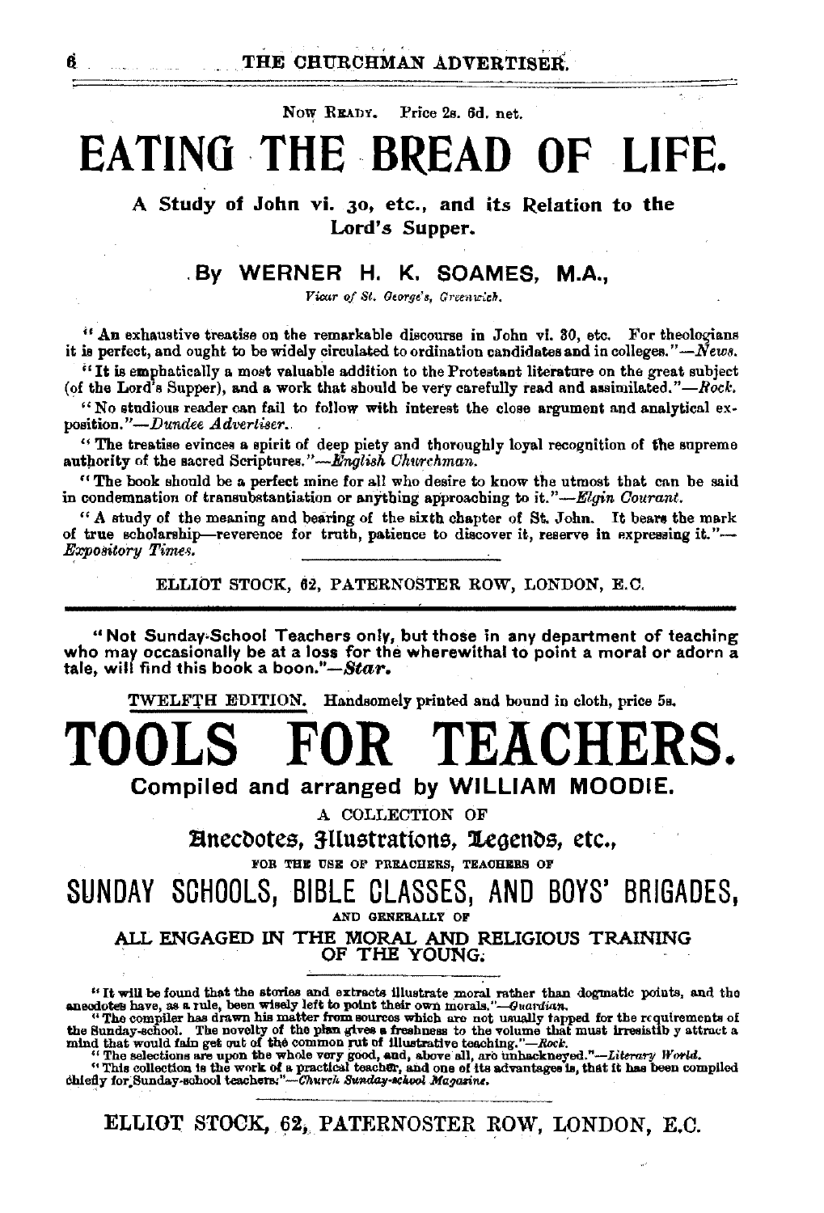Now Ready. Price 2s. 6d. net.

# EATING THE BREAD OF LIFE.

### A Study of John vi. 30, etc., and its Relation to the Lord's Supper.

### By WERNER H. K. SOAMES, M.A.,

*Vicar of St. George's, Greenwich.*

"An exhaustive treatise on the remarkable discourse in John vi. 30, etc. For theologians it is perfect, and ought to be widely circulated to ordination candidates and in colleges."—*News.*

"It is emphatically a most valuable addition to the Protestant literature on the great subject (of the Lord's Supper), and a work that should be very carefully read and assimilated."—*Rock.*

"No studious reader can fail to follow with interest the close argument and analytical exposition."—*Dundee Advertiser.*

"The treatise evinces a spirit of deep piety and thoroughly loyal recognition of the supreme authority of the sacred Scriptures."—*English Churchman.*

"The book should be a perfect mine for all who desire to know the utmost that can be said in condemnation of transubstantiation or anything approaching to it."—*Elgin Courant.*

"A study of the meaning and bearing of the sixth chapter of St. John. It bears the mark of true scholarship—reverence for truth, patience to discover it, reserve in expressing it."—*Expository Times.*

ELLIOT STOCK, 62, PATERNOSTER ROW, LONDON, E.C.

---

**"Not Sunday-School Teachers only, but those in any department of teaching who may occasionally be at a loss for the wherewithal to point a moral or adorn a tale, will find this book a boon."—*Star.***

TWELFTH EDITION. Handsomely printed and bound in cloth, price 5s.

# TOOLS FOR TEACHERS.

### Compiled and arranged by WILLIAM MOODIE.

A COLLECTION OF

**Anecdotes, Illustrations, Legends, etc.,**

FOR THE USE OF PREACHERS, TEACHERS OF

## SUNDAY SCHOOLS, BIBLE CLASSES, AND BOYS' BRIGADES,

AND GENERALLY OF

### ALL ENGAGED IN THE MORAL AND RELIGIOUS TRAINING OF THE YOUNG.

"It will be found that the stories and extracts illustrate moral rather than dogmatic points, and the anecdotes have, as a rule, been wisely left to point their own morals."—*Guardian.*

"The compiler has drawn his matter from sources which are not usually tapped for the requirements of the Sunday-school. The novelty of the plan gives a freshness to the volume that must irresistibly attract a mind that would fain get out of the common rut of illustrative teaching."—*Rock.*

"The selections are upon the whole very good, and, above all, are unhackneyed."—*Literary World.*

"This collection is the work of a practical teacher, and one of its advantages is, that it has been compiled chiefly for Sunday-school teachers."—*Church Sunday-school Magazine.*

ELLIOT STOCK, 62, PATERNOSTER ROW, LONDON, E.C.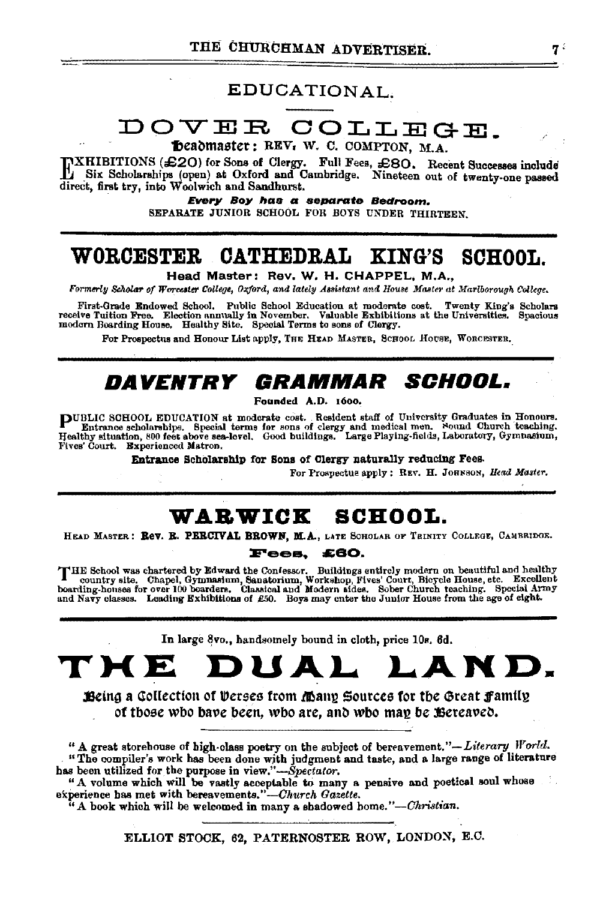# EDUCATIONAL.

## DOVER COLLEGE.

**Headmaster: REV. W. C. COMPTON, M.A.**

EXHIBITIONS (£20) for Sons of Clergy. Full Fees, £80. Recent Successes include Six Scholarships (open) at Oxford and Cambridge. Nineteen out of twenty-one passed direct, first try, into Woolwich and Sandhurst.

***Every Boy has a separate Bedroom.***

SEPARATE JUNIOR SCHOOL FOR BOYS UNDER THIRTEEN.

---

## WORCESTER CATHEDRAL KING'S SCHOOL.

**Head Master: Rev. W. H. CHAPPEL, M.A.,**

*Formerly Scholar of Worcester College, Oxford, and lately Assistant and House Master at Marlborough College.*

First-Grade Endowed School. Public School Education at moderate cost. Twenty King's Scholars receive Tuition Free. Election annually in November. Valuable Exhibitions at the Universities. Spacious modern Boarding House. Healthy Site. Special Terms to sons of Clergy.

For Prospectus and Honour List apply, THE HEAD MASTER, SCHOOL HOUSE, WORCESTER.

---

## *DAVENTRY GRAMMAR SCHOOL.*

**Founded A.D. 1600.**

PUBLIC SCHOOL EDUCATION at moderate cost. Resident staff of University Graduates in Honours. Entrance scholarships. Special terms for sons of clergy and medical men. Sound Church teaching. Healthy situation, 800 feet above sea-level. Good buildings. Large Playing-fields, Laboratory, Gymnasium, Fives' Court. Experienced Matron.

**Entrance Scholarship for Sons of Clergy naturally reducing Fees.**

For Prospectus apply: REV. H. JOHNSON, *Head Master.*

---

## WARWICK SCHOOL.

HEAD MASTER: **Rev. R. PERCIVAL BROWN, M.A.,** LATE SCHOLAR OF TRINITY COLLEGE, CAMBRIDGE.

**Fees, £60.**

THE School was chartered by Edward the Confessor. Buildings entirely modern on beautiful and healthy country site. Chapel, Gymnasium, Sanatorium, Workshop, Fives' Court, Bicycle House, etc. Excellent boarding-houses for over 100 boarders. Classical and Modern sides. Sober Church teaching. Special Army and Navy classes. Leading Exhibitions of £50. Boys may enter the Junior House from the age of eight.

---

In large 8vo., handsomely bound in cloth, price 10s. 6d.

# THE DUAL LAND.

**Being a Collection of Verses from Many Sources for the Great Family of those who have been, who are, and who may be Bereaved.**

"A great storehouse of high-class poetry on the subject of bereavement."—*Literary World.*

"The compiler's work has been done with judgment and taste, and a large range of literature has been utilized for the purpose in view."—*Spectator.*

"A volume which will be vastly acceptable to many a pensive and poetical soul whose experience has met with bereavements."—*Church Gazette.*

"A book which will be welcomed in many a shadowed home."—*Christian.*

ELLIOT STOCK, 62, PATERNOSTER ROW, LONDON, E.C.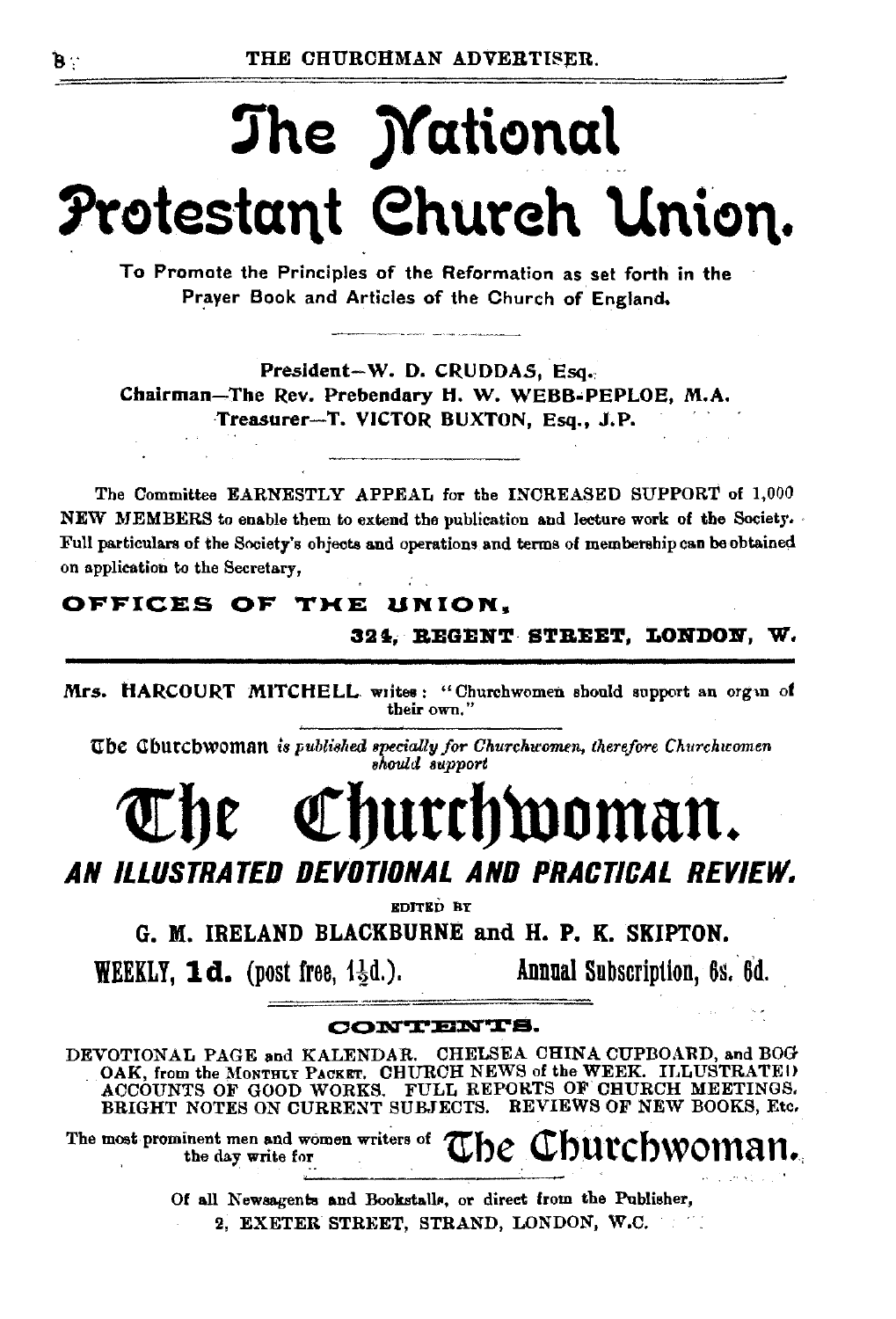# The National Protestant Church Union.

To Promote the Principles of the Reformation as set forth in the Prayer Book and Articles of the Church of England.

President—W. D. CRUDDAS, Esq.
Chairman—The Rev. Prebendary H. W. WEBB-PEPLOE, M.A.
Treasurer—T. VICTOR BUXTON, Esq., J.P.

The Committee EARNESTLY APPEAL for the INCREASED SUPPORT of 1,000 NEW MEMBERS to enable them to extend the publication and lecture work of the Society. Full particulars of the Society's objects and operations and terms of membership can be obtained on application to the Secretary,

**OFFICES OF THE UNION,**

**324, REGENT STREET, LONDON, W.**

---

Mrs. HARCOURT MITCHELL writes: "Churchwomen should support an organ of their own."

The Churchwoman *is published specially for Churchwomen, therefore Churchwomen should support*

# The Churchwoman.

## *AN ILLUSTRATED DEVOTIONAL AND PRACTICAL REVIEW.*

EDITED BY

**G. M. IRELAND BLACKBURNE and H. P. K. SKIPTON.**

**WEEKLY, 1d. (post free, 1½d.). Annual Subscription, 6s. 6d.**

**CONTENTS.**

DEVOTIONAL PAGE and KALENDAR. CHELSEA CHINA CUPBOARD, and BOG OAK, from the MONTHLY PACKET. CHURCH NEWS of the WEEK. ILLUSTRATED ACCOUNTS OF GOOD WORKS. FULL REPORTS OF CHURCH MEETINGS. BRIGHT NOTES ON CURRENT SUBJECTS. REVIEWS OF NEW BOOKS, Etc.

The most prominent men and women writers of the day write for **The Churchwoman.**

Of all Newsagents and Bookstalls, or direct from the Publisher,
2, EXETER STREET, STRAND, LONDON, W.C.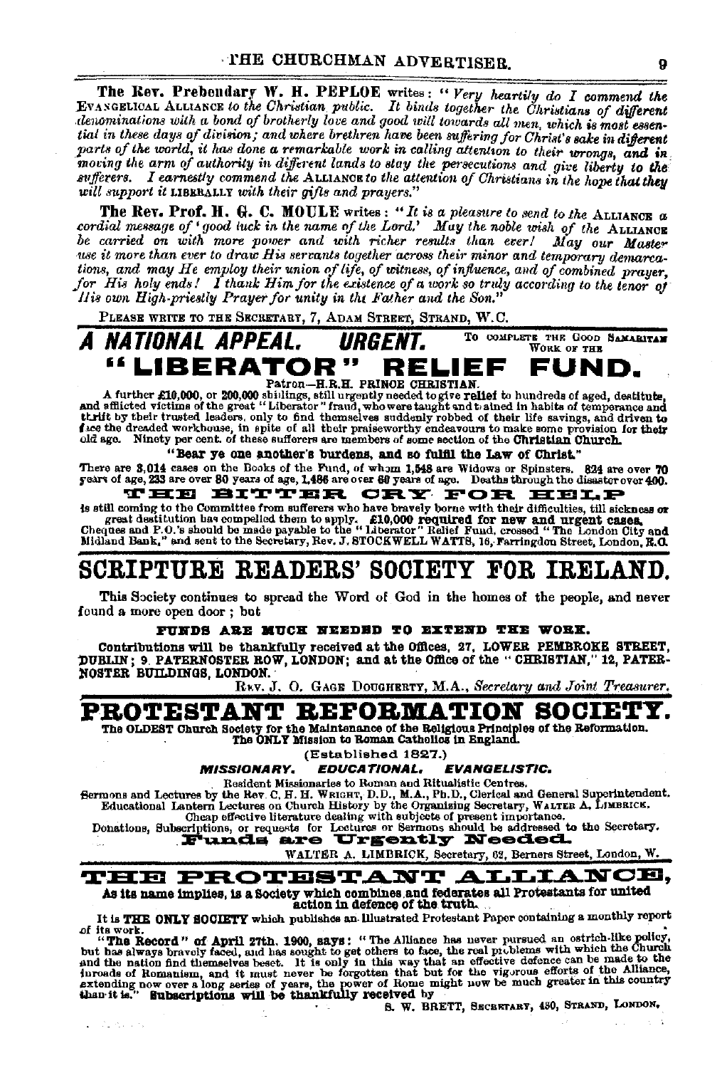**The Rev. Prebendary W. H. PEPLOE** writes: "*Very heartily do I commend the* EVANGELICAL ALLIANCE *to the Christian public. It binds together the Christians of different denominations with a bond of brotherly love and good will towards all men, which is most essential in these days of division; and where brethren have been suffering for Christ's sake in different parts of the world, it has done a remarkable work in calling attention to their wrongs, and in moving the arm of authority in different lands to stay the persecutions and give liberty to the sufferers. I earnestly commend the* ALLIANCE *to the attention of Christians in the hope that they will support it* LIBERALLY *with their gifts and prayers.*"

**The Rev. Prof. H. G. C. MOULE** writes: "*It is a pleasure to send to the* ALLIANCE *a cordial message of 'good luck in the name of the Lord.' May the noble wish of the* ALLIANCE *be carried on with more power and with richer results than ever! May our Master use it more than ever to draw His servants together across their minor and temporary demarcations, and may He employ their union of life, of witness, of influence, and of combined prayer, for His holy ends! I thank Him for the existence of a work so truly according to the tenor of His own High-priestly Prayer for unity in the Father and the Son.*"

PLEASE WRITE TO THE SECRETARY, 7, ADAM STREET, STRAND, W.C.

# *A NATIONAL APPEAL. URGENT.* TO COMPLETE THE GOOD SAMARITAN WORK OF THE

# "LIBERATOR" RELIEF FUND.

Patron—H.R.H. PRINCE CHRISTIAN.

A further £10,000, or 200,000 shillings, still urgently needed to give **relief** to hundreds of aged, destitute, and afflicted victims of the great "Liberator" fraud, who were taught and trained in habits of temperance and thrift by their trusted leaders, only to find themselves suddenly robbed of their life savings, and driven to face the dreaded workhouse, in spite of all their praiseworthy endeavours to make some provision for their old age. Ninety per cent. of these sufferers are members of some section of the **Christian Church.**

**"Bear ye one another's burdens, and so fulfil the Law of Christ."**

There are 3,014 cases on the Books of the Fund, of whom 1,548 are Widows or Spinsters. 824 are over 70 years of age, 233 are over 80 years of age, 1,486 are over 60 years of age. Deaths through the disaster over 400.

**THE BITTER CRY FOR HELP**

is still coming to the Committee from sufferers who have bravely borne with their difficulties, till sickness or great destitution has compelled them to apply. **£10,000 required for new and urgent cases.** Cheques and P.O.'s should be made payable to the "Liberator" Relief Fund, crossed "The London City and Midland Bank," and sent to the Secretary, Rev. J. STOCKWELL WATTS, 16, Farringdon Street, London, E.C.

# SCRIPTURE READERS' SOCIETY FOR IRELAND.

This Society continues to spread the Word of God in the homes of the people, and never found a more open door; but

**FUNDS ARE MUCH NEEDED TO EXTEND THE WORK.**

**Contributions will be thankfully received at the Offices, 27, LOWER PEMBROKE STREET, DUBLIN; 9, PATERNOSTER ROW, LONDON; and at the Office of the "CHRISTIAN," 12, PATERNOSTER BUILDINGS, LONDON.**

REV. J. O. GAGE DOUGHERTY, M.A., *Secretary and Joint Treasurer.*

# PROTESTANT REFORMATION SOCIETY.

**The OLDEST Church Society for the Maintenance of the Religious Principles of the Reformation. The ONLY Mission to Roman Catholics in England.**

(Established 1827.)

***MISSIONARY. EDUCATIONAL. EVANGELISTIC.***

Resident Missionaries to Roman and Ritualistic Centres.
Sermons and Lectures by the Rev. C. H. H. WRIGHT, D.D., M.A., Ph.D., Clerical and General Superintendent.
Educational Lantern Lectures on Church History by the Organising Secretary, WALTER A. LIMBRICK.
Cheap effective literature dealing with subjects of present importance.
Donations, Subscriptions, or requests for Lectures or Sermons should be addressed to the Secretary.

**Funds are Urgently Needed.**

WALTER A. LIMBRICK, Secretary, 62, Berners Street, London, W.

# THE PROTESTANT ALLIANCE,

**As its name implies, is a Society which combines and federates all Protestants for united action in defence of the truth.**

It is **THE ONLY SOCIETY** which publishes an Illustrated Protestant Paper containing a monthly report of its work.

**"The Record" of April 27th, 1900, says:** "The Alliance has never pursued an ostrich-like policy, but has always bravely faced, and has sought to get others to face, the real problems with which the Church and the nation find themselves beset. It is only in this way that an effective defence can be made to the inroads of Romanism, and it must never be forgotten that but for the vigorous efforts of the Alliance, extending now over a long series of years, the power of Rome might now be much greater in this country than it is." **Subscriptions will be thankfully received** by

S. W. BRETT, SECRETARY, 430, STRAND, LONDON.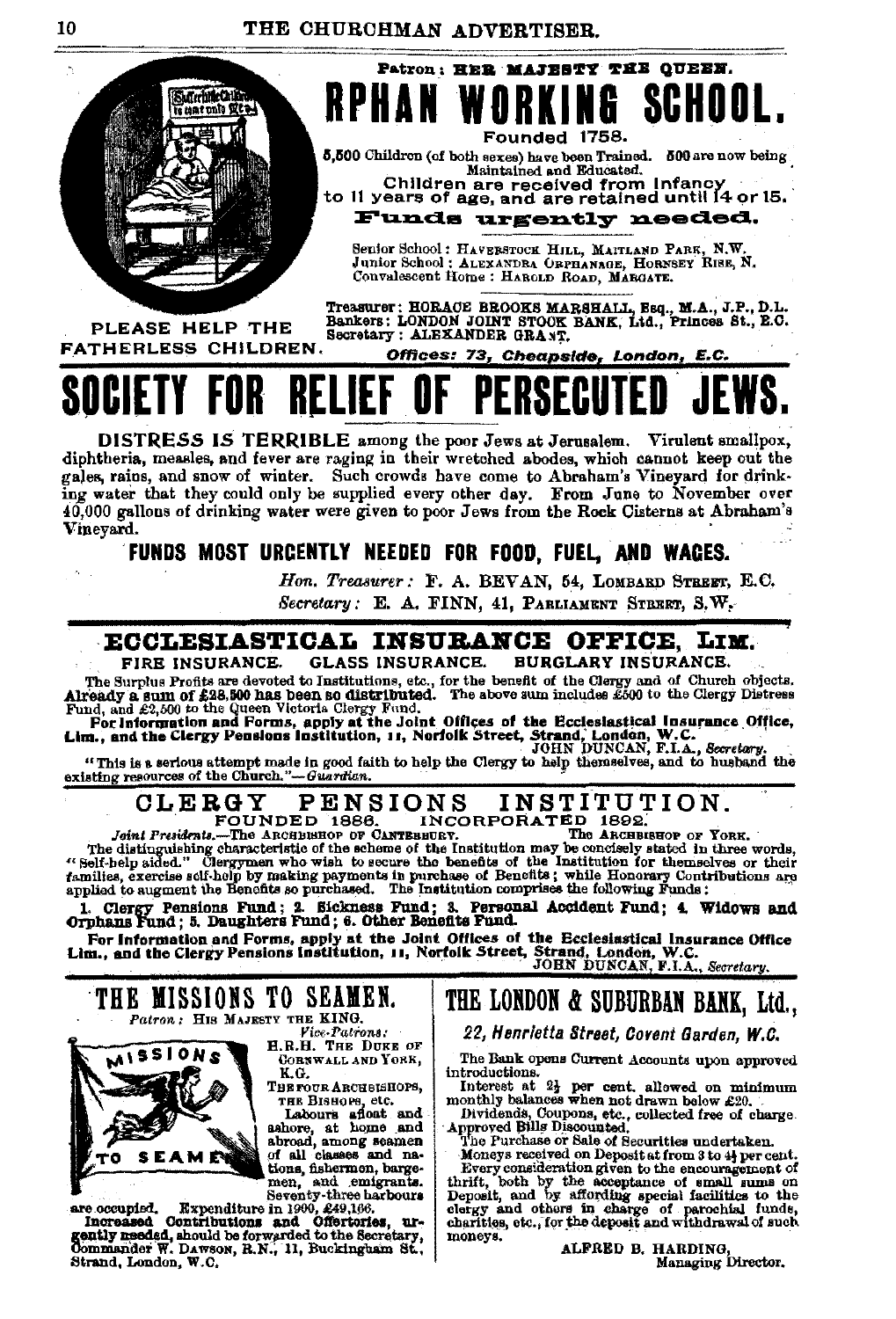Patron: HER MAJESTY THE QUEEN.

# RPHAN WORKING SCHOOL.

Founded 1758.

5,500 Children (of both sexes) have been Trained. 500 are now being Maintained and Educated.

Children are received from Infancy to 11 years of age, and are retained until 14 or 15.

**Funds urgently needed.**

Senior School: HAVERSTOCK HILL, MAITLAND PARK, N.W.
Junior School: ALEXANDRA ORPHANAGE, HORNSEY RISE, N.
Convalescent Home: HAROLD ROAD, MARGATE.

PLEASE HELP THE FATHERLESS CHILDREN.

Treasurer: HORACE BROOKS MARSHALL, Esq., M.A., J.P., D.L.
Bankers: LONDON JOINT STOCK BANK, Ltd., Princes St., E.C.
Secretary: ALEXANDER GRANT.

*Offices: 73, Cheapside, London, E.C.*

# SOCIETY FOR RELIEF OF PERSECUTED JEWS.

DISTRESS IS TERRIBLE among the poor Jews at Jerusalem. Virulent smallpox, diphtheria, measles, and fever are raging in their wretched abodes, which cannot keep out the gales, rains, and snow of winter. Such crowds have come to Abraham's Vineyard for drinking water that they could only be supplied every other day. From June to November over 40,000 gallons of drinking water were given to poor Jews from the Rock Cisterns at Abraham's Vineyard.

**FUNDS MOST URGENTLY NEEDED FOR FOOD, FUEL, AND WAGES.**

*Hon. Treasurer:* F. A. BEVAN, 54, LOMBARD STREET, E.C.
*Secretary:* E. A. FINN, 41, PARLIAMENT STREET, S.W.

## ECCLESIASTICAL INSURANCE OFFICE, LIM.

FIRE INSURANCE. GLASS INSURANCE. BURGLARY INSURANCE.

The Surplus Profits are devoted to Institutions, etc., for the benefit of the Clergy and of Church objects. **Already a sum of £28,500 has been so distributed.** The above sum includes £500 to the Clergy Distress Fund, and £2,500 to the Queen Victoria Clergy Fund.

**For Information and Forms, apply at the Joint Offices of the Ecclesiastical Insurance Office, Lim., and the Clergy Pensions Institution, 11, Norfolk Street, Strand, London, W.C.**
JOHN DUNCAN, F.I.A., *Secretary.*

"This is a serious attempt made in good faith to help the Clergy to help themselves, and to husband the existing resources of the Church."—*Guardian.*

## CLERGY PENSIONS INSTITUTION.

FOUNDED 1886. INCORPORATED 1892.

*Joint Presidents.*—The ARCHBISHOP OF CANTERBURY. The ARCHBISHOP OF YORK.

The distinguishing characteristic of the scheme of the Institution may be concisely stated in three words, "Self-help aided." Clergymen who wish to secure the benefits of the Institution for themselves or their families, exercise self-help by making payments in purchase of Benefits; while Honorary Contributions are applied to augment the Benefits so purchased. The Institution comprises the following Funds:

**1. Clergy Pensions Fund; 2. Sickness Fund; 3. Personal Accident Fund; 4. Widows and Orphans Fund; 5. Daughters Fund; 6. Other Benefits Fund.**

**For Information and Forms, apply at the Joint Offices of the Ecclesiastical Insurance Office Lim., and the Clergy Pensions Institution, 11, Norfolk Street, Strand, London, W.C.**
JOHN DUNCAN, F.I.A., *Secretary.*

## THE MISSIONS TO SEAMEN.

*Patron:* HIS MAJESTY THE KING.

*Vice-Patrons:*
H.R.H. THE DUKE OF CORNWALL AND YORK, K.G.
THE FOUR ARCHBISHOPS, THE BISHOPS, etc.

Labours afloat and ashore, at home and abroad, among seamen of all classes and nations, fishermen, bargemen, and emigrants. Seventy-three harbours are occupied. Expenditure in 1900, £49,166.

**Increased Contributions and Offertories, urgently needed,** should be forwarded to the Secretary, Commander W. DAWSON, R.N., 11, Buckingham St., Strand, London, W.C.

## THE LONDON & SUBURBAN BANK, Ltd.,

*22, Henrietta Street, Covent Garden, W.C.*

The Bank opens Current Accounts upon approved introductions.

Interest at 2½ per cent. allowed on minimum monthly balances when not drawn below £20.

Dividends, Coupons, etc., collected free of charge.

Approved Bills Discounted.

The Purchase or Sale of Securities undertaken.

Moneys received on Deposit at from 3 to 4½ per cent.

Every consideration given to the encouragement of thrift, both by the acceptance of small sums on Deposit, and by affording special facilities to the clergy and others in charge of parochial funds, charities, etc., for the deposit and withdrawal of such moneys.

ALFRED B. HARDING,
Managing Director.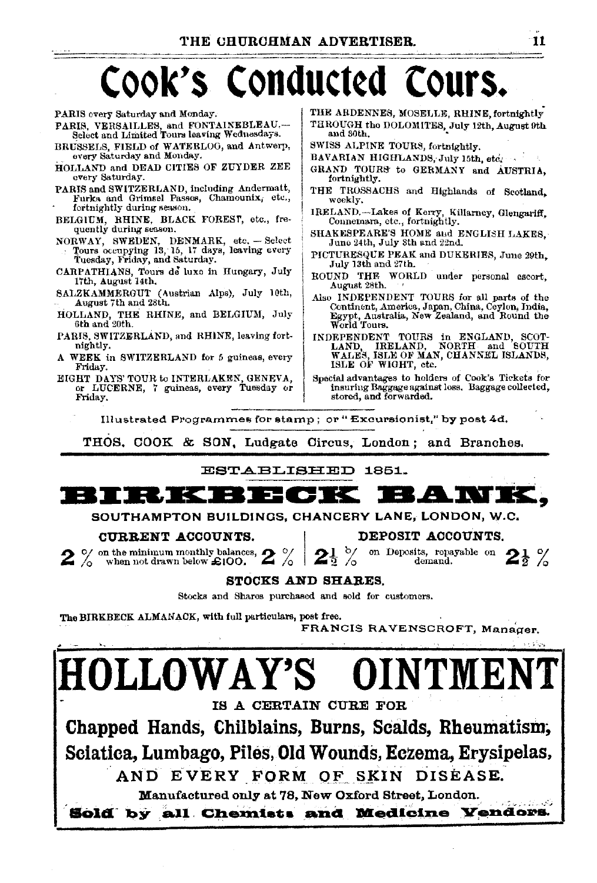# Cook's Conducted Tours.

PARIS every Saturday and Monday.

PARIS, VERSAILLES, and FONTAINEBLEAU.—Select and Limited Tours leaving Wednesdays.

BRUSSELS, FIELD of WATERLOO, and Antwerp, every Saturday and Monday.

HOLLAND and DEAD CITIES OF ZUYDER ZEE every Saturday.

PARIS and SWITZERLAND, including Andermatt, Furka and Grimsel Passes, Chamounix, etc., fortnightly during season.

BELGIUM, RHINE, BLACK FOREST, etc., frequently during season.

NORWAY, SWEDEN, DENMARK, etc. — Select Tours occupying 13, 15, 17 days, leaving every Tuesday, Friday, and Saturday.

CARPATHIANS, Tours de luxe in Hungary, July 17th, August 14th.

SALZKAMMERGUT (Austrian Alps), July 10th, August 7th and 28th.

HOLLAND, THE RHINE, and BELGIUM, July 6th and 20th.

PARIS, SWITZERLAND, and RHINE, leaving fortnightly.

A WEEK in SWITZERLAND for 5 guineas, every Friday.

EIGHT DAYS' TOUR to INTERLAKEN, GENEVA, or LUCERNE, 7 guineas, every Tuesday or Friday.

THE ARDENNES, MOSELLE, RHINE, fortnightly.

THROUGH the DOLOMITES, July 12th, August 9th and 30th.

SWISS ALPINE TOURS, fortnightly.

BAVARIAN HIGHLANDS, July 15th, etc.

GRAND TOURS to GERMANY and AUSTRIA, fortnightly.

THE TROSSACHS and Highlands of Scotland, weekly.

IRELAND.—Lakes of Kerry, Killarney, Glengariff, Connemara, etc., fortnightly.

SHAKESPEARE'S HOME and ENGLISH LAKES, June 24th, July 8th and 22nd.

PICTURESQUE PEAK and DUKERIES, June 29th, July 13th and 27th.

ROUND THE WORLD under personal escort, August 28th.

Also INDEPENDENT TOURS for all parts of the Continent, America, Japan, China, Ceylon, India, Egypt, Australia, New Zealand, and Round the World Tours.

INDEPENDENT TOURS in ENGLAND, SCOTLAND, IRELAND, NORTH and SOUTH WALES, ISLE OF MAN, CHANNEL ISLANDS, ISLE OF WIGHT, etc.

Special advantages to holders of Cook's Tickets for insuring Baggage against loss. Baggage collected, stored, and forwarded.

Illustrated Programmes for stamp; or "Excursionist," by post 4d.

THOS. COOK & SON, Ludgate Circus, London; and Branches.

---

ESTABLISHED 1851.

# BIRKBECK BANK,

SOUTHAMPTON BUILDINGS, CHANCERY LANE, LONDON, W.C.

**CURRENT ACCOUNTS.**

2 % on the minimum monthly balances, when not drawn below £100. 2 %

**DEPOSIT ACCOUNTS.**

2½ % on Deposits, repayable on demand. 2½ %

**STOCKS AND SHARES.**

Stocks and Shares purchased and sold for customers.

The BIRKBECK ALMANACK, with full particulars, post free.

FRANCIS RAVENSCROFT, Manager.

---

# HOLLOWAY'S OINTMENT

IS A CERTAIN CURE FOR

## Chapped Hands, Chilblains, Burns, Scalds, Rheumatism, Sciatica, Lumbago, Piles, Old Wounds, Eczema, Erysipelas,

AND EVERY FORM OF SKIN DISEASE.

Manufactured only at 78, New Oxford Street, London.

**Sold by all Chemists and Medicine Vendors.**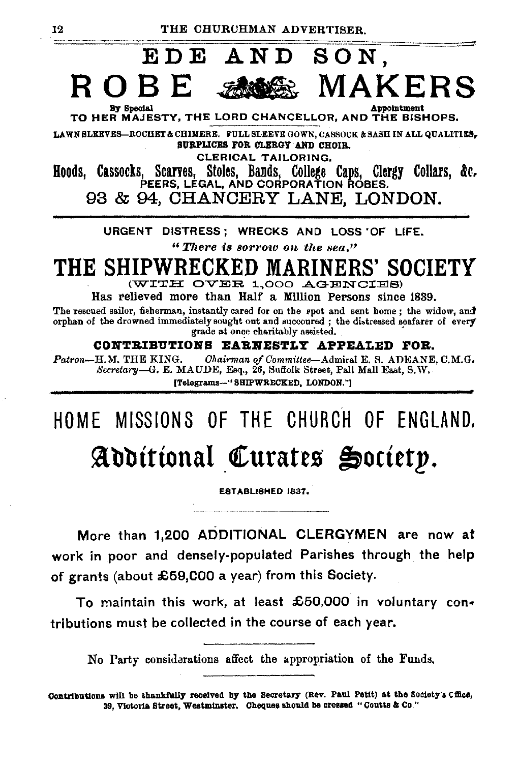# EDE AND SON,

# ROBE MAKERS

By Special Appointment

TO HER MAJESTY, THE LORD CHANCELLOR, AND THE BISHOPS.

LAWN SLEEVES—ROCHET & CHIMERE. FULL SLEEVE GOWN, CASSOCK & SASH IN ALL QUALITIES, SURPLICES FOR CLERGY AND CHOIR.

CLERICAL TAILORING.

**Hoods, Cassocks, Scarves, Stoles, Bands, College Caps, Clergy Collars, &c.**

PEERS, LEGAL, AND CORPORATION ROBES.

**93 & 94, CHANCERY LANE, LONDON.**

---

URGENT DISTRESS; WRECKS AND LOSS OF LIFE.

*"There is sorrow on the sea."*

## THE SHIPWRECKED MARINERS' SOCIETY

(WITH OVER 1,000 AGENCIES)

**Has relieved more than Half a Million Persons since 1839.**

The rescued sailor, fisherman, instantly cared for on the spot and sent home; the widow, and orphan of the drowned immediately sought out and succoured; the distressed seafarer of every grade at once charitably assisted.

**CONTRIBUTIONS EARNESTLY APPEALED FOR.**

*Patron*—H.M. THE KING. *Chairman of Committee*—Admiral E. S. ADEANE, C.M.G. *Secretary*—G. E. MAUDE, Esq., 26, Suffolk Street, Pall Mall East, S.W.

[Telegrams—"SHIPWRECKED, LONDON."]

---

# HOME MISSIONS OF THE CHURCH OF ENGLAND.

# Additional Curates Society.

ESTABLISHED 1837.

More than 1,200 ADDITIONAL CLERGYMEN are now at work in poor and densely-populated Parishes through the help of grants (about £59,000 a year) from this Society.

To maintain this work, at least £50,000 in voluntary contributions must be collected in the course of each year.

No Party considerations affect the appropriation of the Funds.

**Contributions will be thankfully received by the Secretary (Rev. Paul Petit) at the Society's Office, 39, Victoria Street, Westminster. Cheques should be crossed "Coutts & Co."**